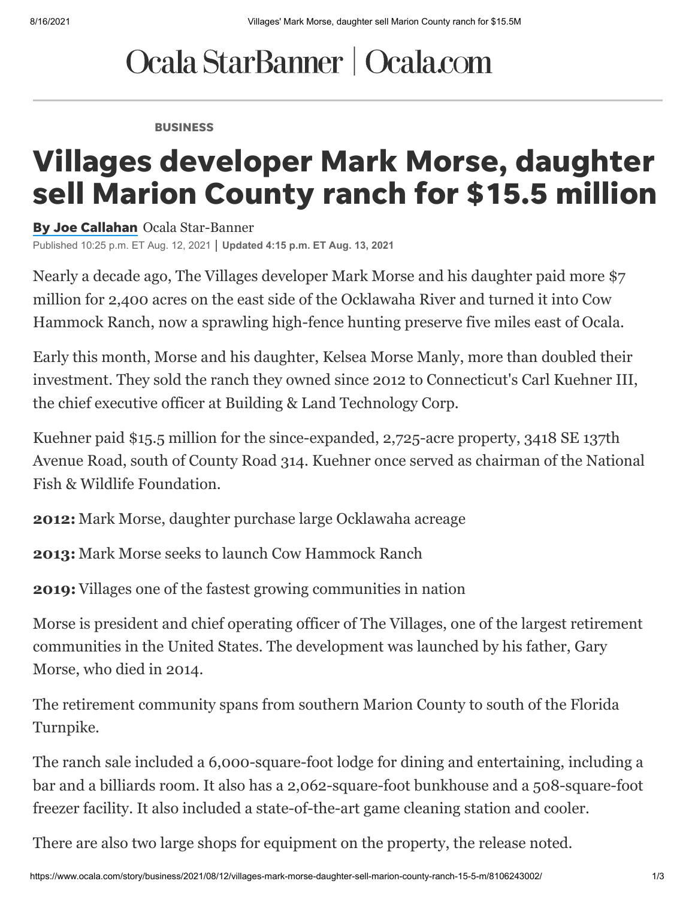Ocala StarBanner | Ocala.com

BUSINESS

# Villages developer Mark Morse, daughter sell Marion County ranch for $15.5 million

**By Joe Callahan** Ocala Star-Banner

Published 10:25 p.m. ET Aug. 12, 2021 | **Updated 4:15 p.m. ET Aug. 13, 2021**

Nearly a decade ago, The Villages developer Mark Morse and his daughter paid more $7 million for 2,400 acres on the east side of the Ocklawaha River and turned it into Cow Hammock Ranch, now a sprawling high-fence hunting preserve five miles east of Ocala.

Early this month, Morse and his daughter, Kelsea Morse Manly, more than doubled their investment. They sold the ranch they owned since 2012 to Connecticut's Carl Kuehner III, the chief executive officer at Building & Land Technology Corp.

Kuehner paid $15.5 million for the since-expanded, 2,725-acre property, 3418 SE 137th Avenue Road, south of County Road 314. Kuehner once served as chairman of the National Fish & Wildlife Foundation.

**2012:** Mark Morse, daughter purchase large Ocklawaha acreage

**2013:** Mark Morse seeks to launch Cow Hammock Ranch

**2019:** Villages one of the fastest growing communities in nation

Morse is president and chief operating officer of The Villages, one of the largest retirement communities in the United States. The development was launched by his father, Gary Morse, who died in 2014.

The retirement community spans from southern Marion County to south of the Florida Turnpike.

The ranch sale included a 6,000-square-foot lodge for dining and entertaining, including a bar and a billiards room. It also has a 2,062-square-foot bunkhouse and a 508-square-foot freezer facility. It also included a state-of-the-art game cleaning station and cooler.

There are also two large shops for equipment on the property, the release noted.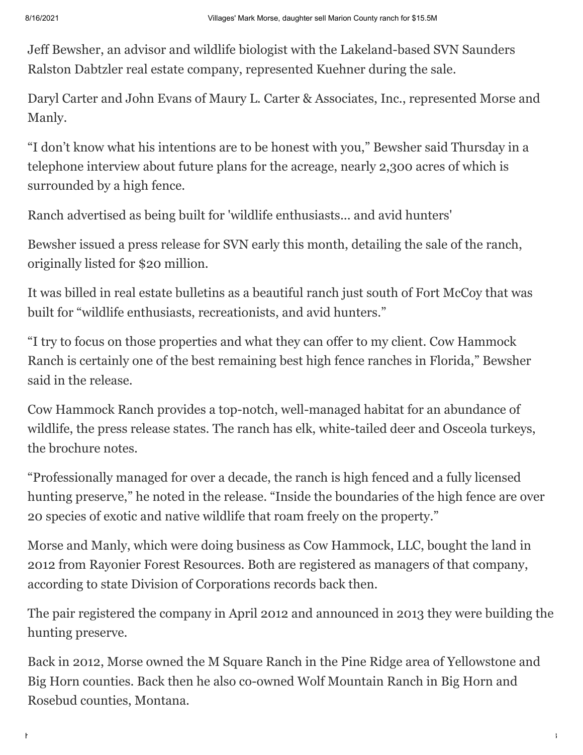Jeff Bewsher, an advisor and wildlife biologist with the Lakeland-based SVN Saunders Ralston Dabtzler real estate company, represented Kuehner during the sale.

Daryl Carter and John Evans of Maury L. Carter & Associates, Inc., represented Morse and Manly.

"I don't know what his intentions are to be honest with you," Bewsher said Thursday in a telephone interview about future plans for the acreage, nearly 2,300 acres of which is surrounded by a high fence.

Ranch advertised as being built for 'wildlife enthusiasts... and avid hunters'

Bewsher issued a press release for SVN early this month, detailing the sale of the ranch, originally listed for $20 million.

It was billed in real estate bulletins as a beautiful ranch just south of Fort McCoy that was built for "wildlife enthusiasts, recreationists, and avid hunters."

"I try to focus on those properties and what they can offer to my client. Cow Hammock Ranch is certainly one of the best remaining best high fence ranches in Florida," Bewsher said in the release.

Cow Hammock Ranch provides a top-notch, well-managed habitat for an abundance of wildlife, the press release states. The ranch has elk, white-tailed deer and Osceola turkeys, the brochure notes.

"Professionally managed for over a decade, the ranch is high fenced and a fully licensed hunting preserve," he noted in the release. "Inside the boundaries of the high fence are over 20 species of exotic and native wildlife that roam freely on the property."

Morse and Manly, which were doing business as Cow Hammock, LLC, bought the land in 2012 from Rayonier Forest Resources. Both are registered as managers of that company, according to state Division of Corporations records back then.

The pair registered the company in April 2012 and announced in 2013 they were building the hunting preserve.

Back in 2012, Morse owned the M Square Ranch in the Pine Ridge area of Yellowstone and Big Horn counties. Back then he also co-owned Wolf Mountain Ranch in Big Horn and Rosebud counties, Montana.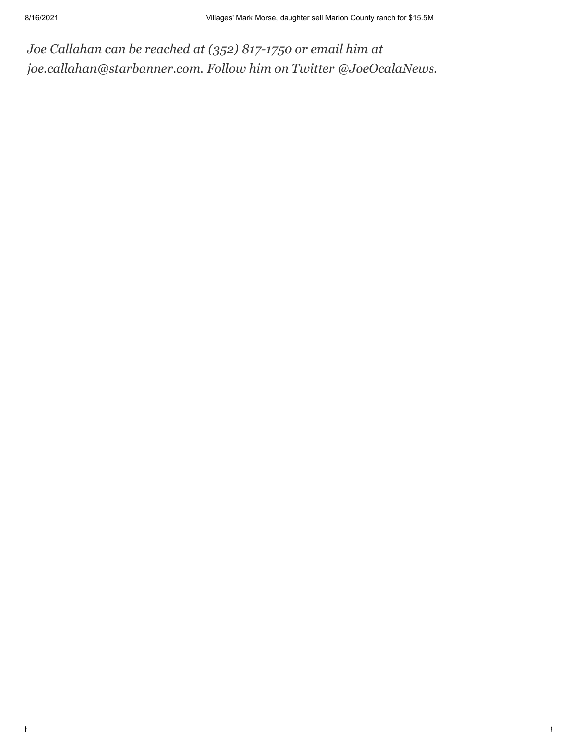*Joe Callahan can be reached at (352) 817-1750 or email him at joe.callahan@starbanner.com. Follow him on Twitter @JoeOcalaNews.*